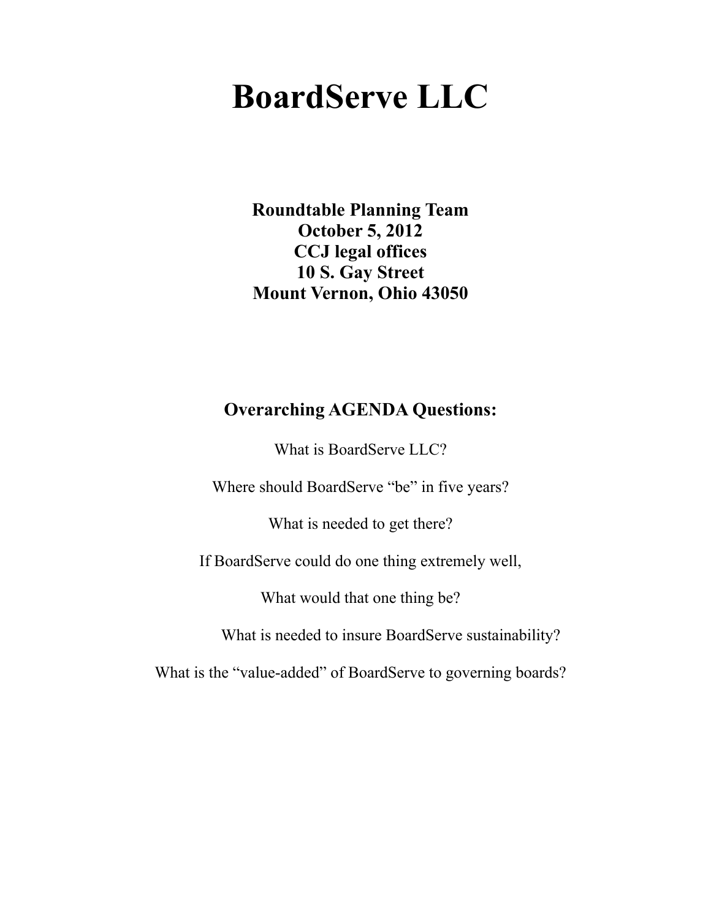# BoardServe LLC

**Roundtable Planning Team**
**October 5, 2012**
**CCJ legal offices**
**10 S. Gay Street**
**Mount Vernon, Ohio 43050**

## Overarching AGENDA Questions:

What is BoardServe LLC?

Where should BoardServe "be" in five years?

What is needed to get there?

If BoardServe could do one thing extremely well,

What would that one thing be?

What is needed to insure BoardServe sustainability?

What is the "value-added" of BoardServe to governing boards?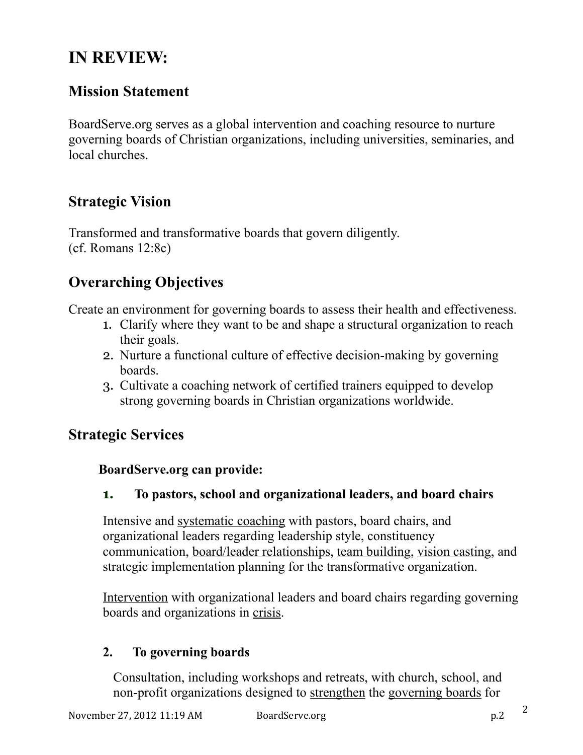# IN REVIEW:

## Mission Statement

BoardServe.org serves as a global intervention and coaching resource to nurture governing boards of Christian organizations, including universities, seminaries, and local churches.

## Strategic Vision

Transformed and transformative boards that govern diligently.
(cf. Romans 12:8c)

## Overarching Objectives

Create an environment for governing boards to assess their health and effectiveness.

1. Clarify where they want to be and shape a structural organization to reach their goals.
2. Nurture a functional culture of effective decision-making by governing boards.
3. Cultivate a coaching network of certified trainers equipped to develop strong governing boards in Christian organizations worldwide.

## Strategic Services

**BoardServe.org can provide:**

**1. To pastors, school and organizational leaders, and board chairs**

Intensive and <u>systematic coaching</u> with pastors, board chairs, and organizational leaders regarding leadership style, constituency communication, <u>board/leader relationships</u>, <u>team building</u>, <u>vision casting</u>, and strategic implementation planning for the transformative organization.

<u>Intervention</u> with organizational leaders and board chairs regarding governing boards and organizations in <u>crisis</u>.

**2. To governing boards**

Consultation, including workshops and retreats, with church, school, and non-profit organizations designed to <u>strengthen</u> the <u>governing boards</u> for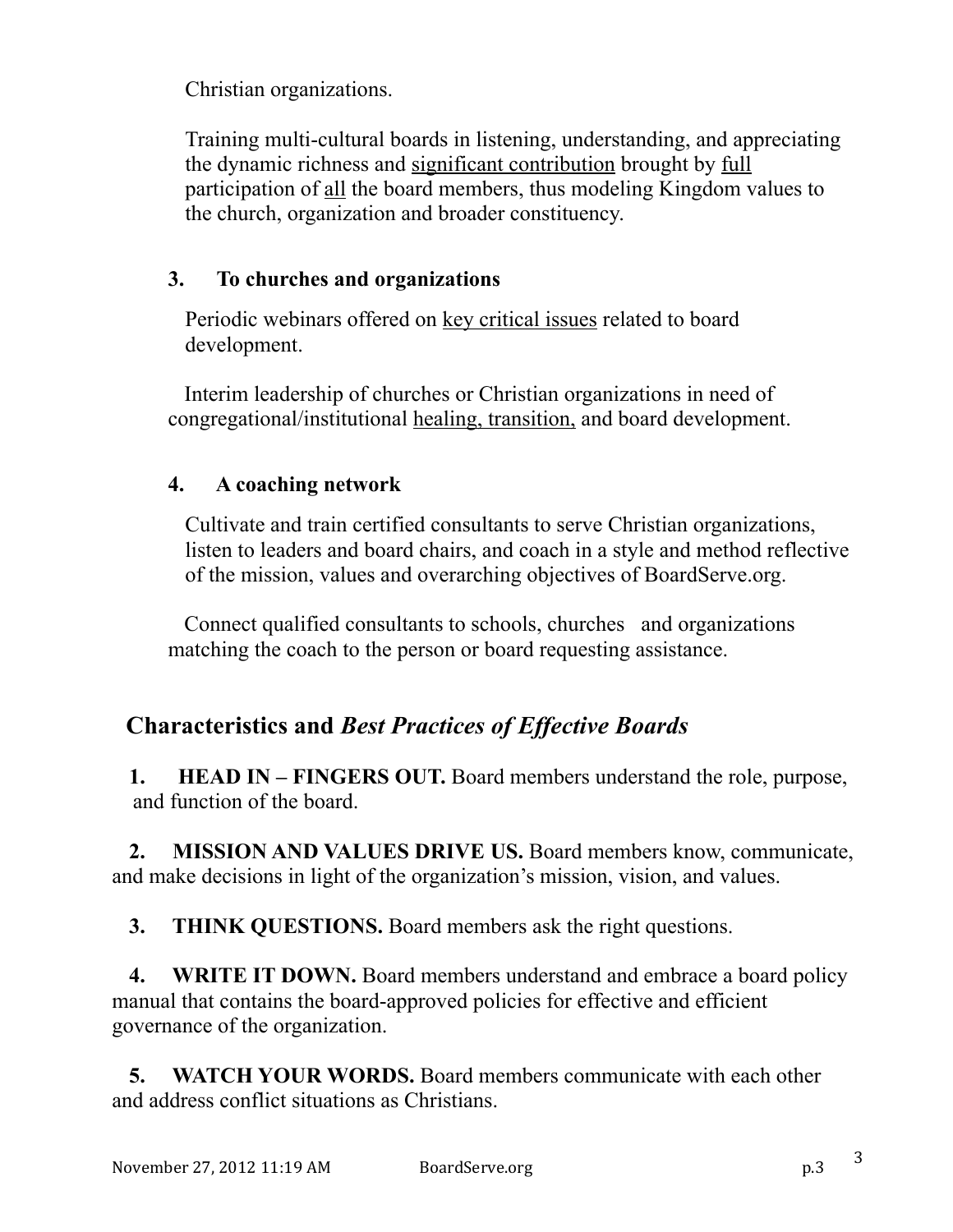Christian organizations.

Training multi-cultural boards in listening, understanding, and appreciating the dynamic richness and <u>significant contribution</u> brought by <u>full</u> participation of <u>all</u> the board members, thus modeling Kingdom values to the church, organization and broader constituency.

**3. To churches and organizations**

Periodic webinars offered on <u>key critical issues</u> related to board development.

Interim leadership of churches or Christian organizations in need of congregational/institutional <u>healing, transition,</u> and board development.

**4. A coaching network**

Cultivate and train certified consultants to serve Christian organizations, listen to leaders and board chairs, and coach in a style and method reflective of the mission, values and overarching objectives of BoardServe.org.

Connect qualified consultants to schools, churches and organizations matching the coach to the person or board requesting assistance.

## Characteristics and *Best Practices of Effective Boards*

1. **HEAD IN – FINGERS OUT.** Board members understand the role, purpose, and function of the board.

2. **MISSION AND VALUES DRIVE US.** Board members know, communicate, and make decisions in light of the organization's mission, vision, and values.

3. **THINK QUESTIONS.** Board members ask the right questions.

4. **WRITE IT DOWN.** Board members understand and embrace a board policy manual that contains the board-approved policies for effective and efficient governance of the organization.

5. **WATCH YOUR WORDS.** Board members communicate with each other and address conflict situations as Christians.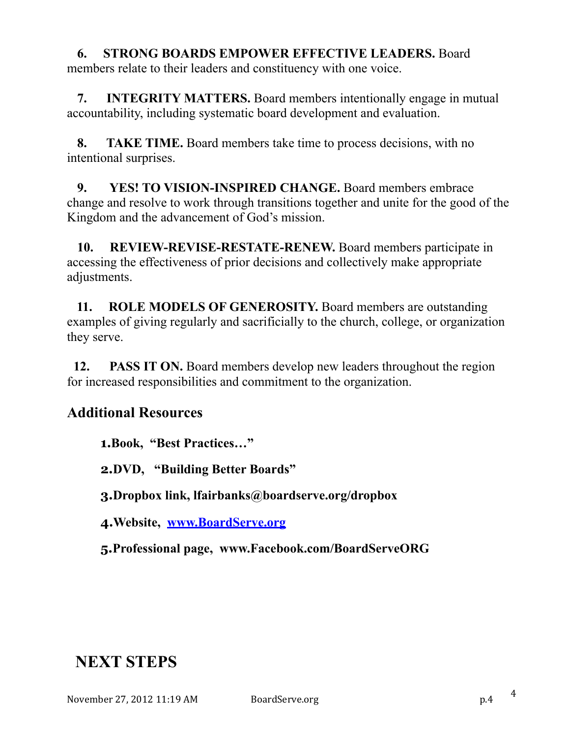6. **STRONG BOARDS EMPOWER EFFECTIVE LEADERS.** Board members relate to their leaders and constituency with one voice.

7. **INTEGRITY MATTERS.** Board members intentionally engage in mutual accountability, including systematic board development and evaluation.

8. **TAKE TIME.** Board members take time to process decisions, with no intentional surprises.

9. **YES! TO VISION-INSPIRED CHANGE.** Board members embrace change and resolve to work through transitions together and unite for the good of the Kingdom and the advancement of God's mission.

10. **REVIEW-REVISE-RESTATE-RENEW.** Board members participate in accessing the effectiveness of prior decisions and collectively make appropriate adjustments.

11. **ROLE MODELS OF GENEROSITY.** Board members are outstanding examples of giving regularly and sacrificially to the church, college, or organization they serve.

12. **PASS IT ON.** Board members develop new leaders throughout the region for increased responsibilities and commitment to the organization.

## Additional Resources

1. **Book, "Best Practices…"**
2. **DVD, "Building Better Boards"**
3. **Dropbox link, lfairbanks@boardserve.org/dropbox**
4. **Website, [www.BoardServe.org](http://www.BoardServe.org)**
5. **Professional page, www.Facebook.com/BoardServeORG**

# NEXT STEPS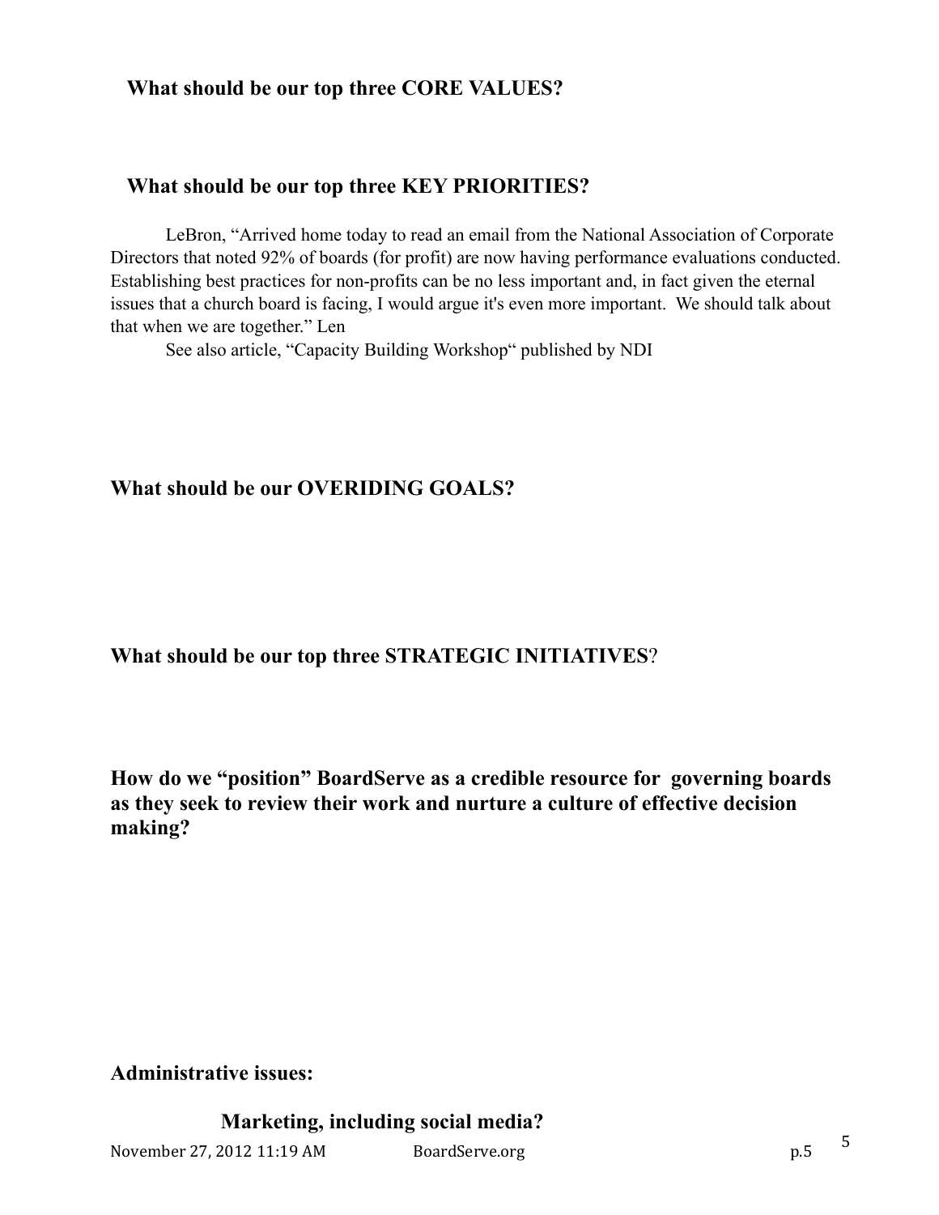**What should be our top three CORE VALUES?**

**What should be our top three KEY PRIORITIES?**

LeBron, “Arrived home today to read an email from the National Association of Corporate Directors that noted 92% of boards (for profit) are now having performance evaluations conducted. Establishing best practices for non-profits can be no less important and, in fact given the eternal issues that a church board is facing, I would argue it's even more important. We should talk about that when we are together.” Len

See also article, “Capacity Building Workshop“ published by NDI

**What should be our OVERIDING GOALS?**

**What should be our top three STRATEGIC INITIATIVES**?

**How do we “position” BoardServe as a credible resource for governing boards as they seek to review their work and nurture a culture of effective decision making?**

**Administrative issues:**

**Marketing, including social media?**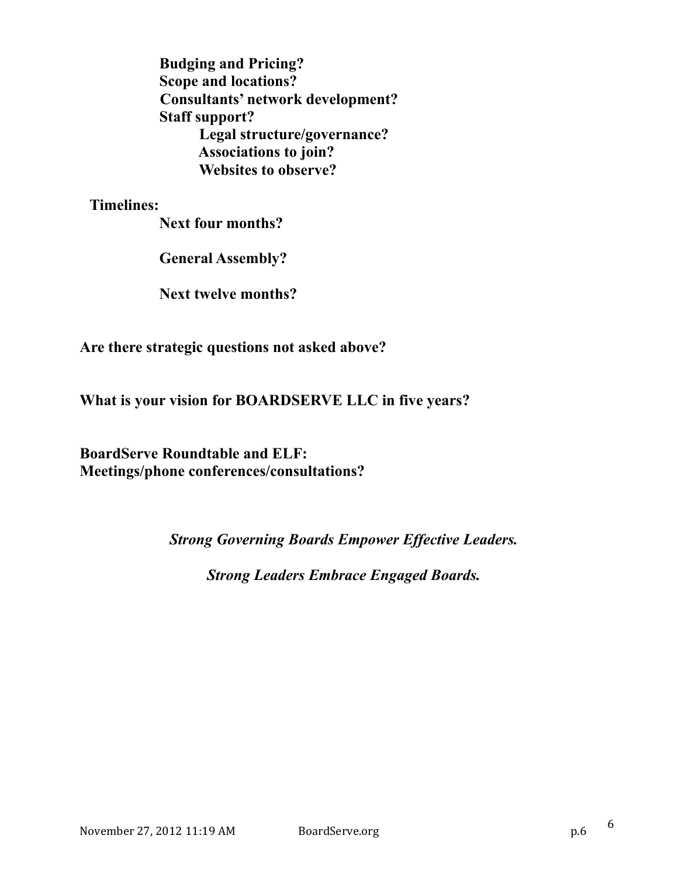**Budging and Pricing?**
**Scope and locations?**
**Consultants' network development?**
**Staff support?**
- **Legal structure/governance?**
- **Associations to join?**
- **Websites to observe?**

**Timelines:**

**Next four months?**

**General Assembly?**

**Next twelve months?**

**Are there strategic questions not asked above?**

**What is your vision for BOARDSERVE LLC in five years?**

**BoardServe Roundtable and ELF:**
**Meetings/phone conferences/consultations?**

***Strong Governing Boards Empower Effective Leaders.***

***Strong Leaders Embrace Engaged Boards.***